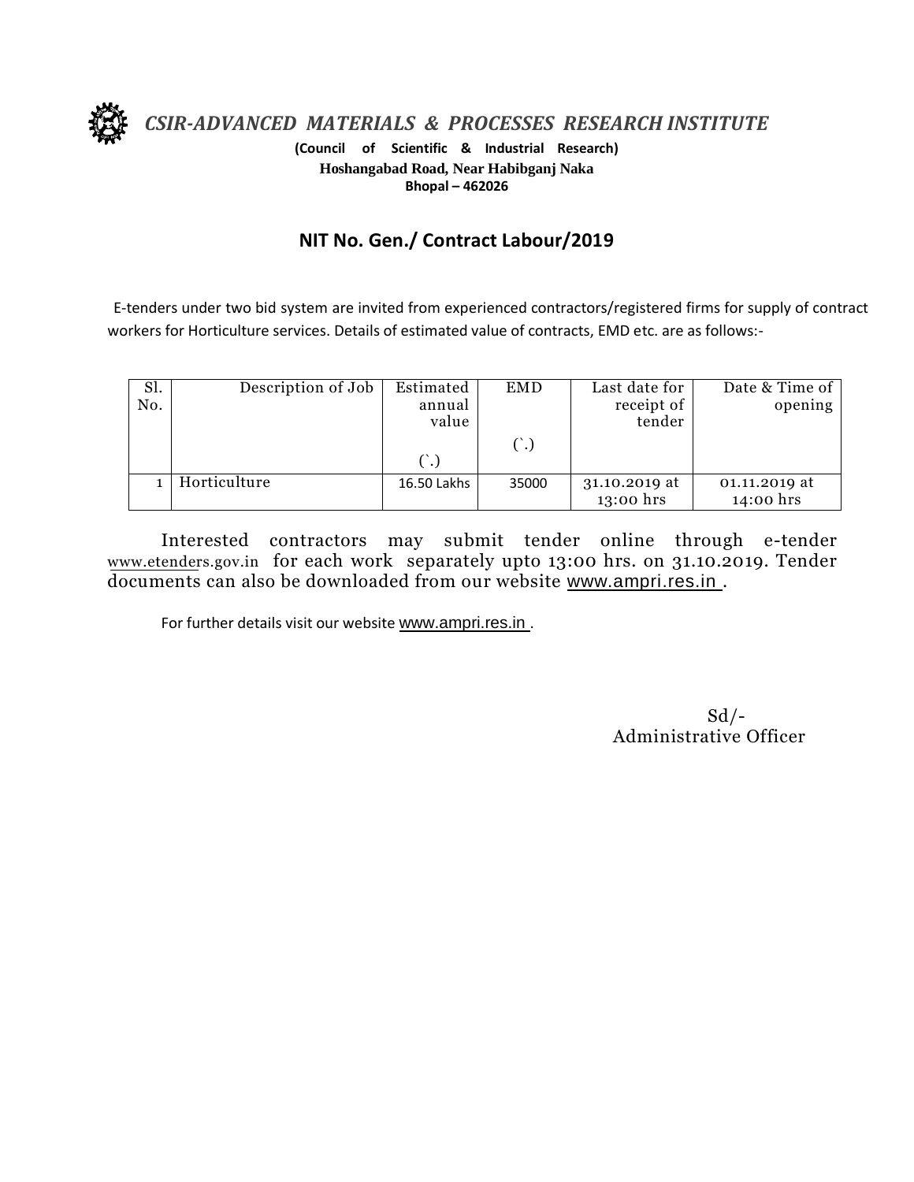# *CSIR-ADVANCED MATERIALS & PROCESSES RESEARCH INSTITUTE*

**(Council of Scientific & Industrial Research)**
**Hoshangabad Road, Near Habibganj Naka**
**Bhopal – 462026**

## NIT No. Gen./ Contract Labour/2019

E-tenders under two bid system are invited from experienced contractors/registered firms for supply of contract workers for Horticulture services. Details of estimated value of contracts, EMD etc. are as follows:-

| Sl. No. | Description of Job | Estimated annual value (`.) | EMD (`.) | Last date for receipt of tender | Date & Time of opening |
|---|---|---|---|---|---|
| 1 | Horticulture | 16.50 Lakhs | 35000 | 31.10.2019 at 13:00 hrs | 01.11.2019 at 14:00 hrs |

Interested contractors may submit tender online through e-tender www.etenders.gov.in for each work separately upto 13:00 hrs. on 31.10.2019. Tender documents can also be downloaded from our website www.ampri.res.in .

For further details visit our website www.ampri.res.in .

Sd/-
Administrative Officer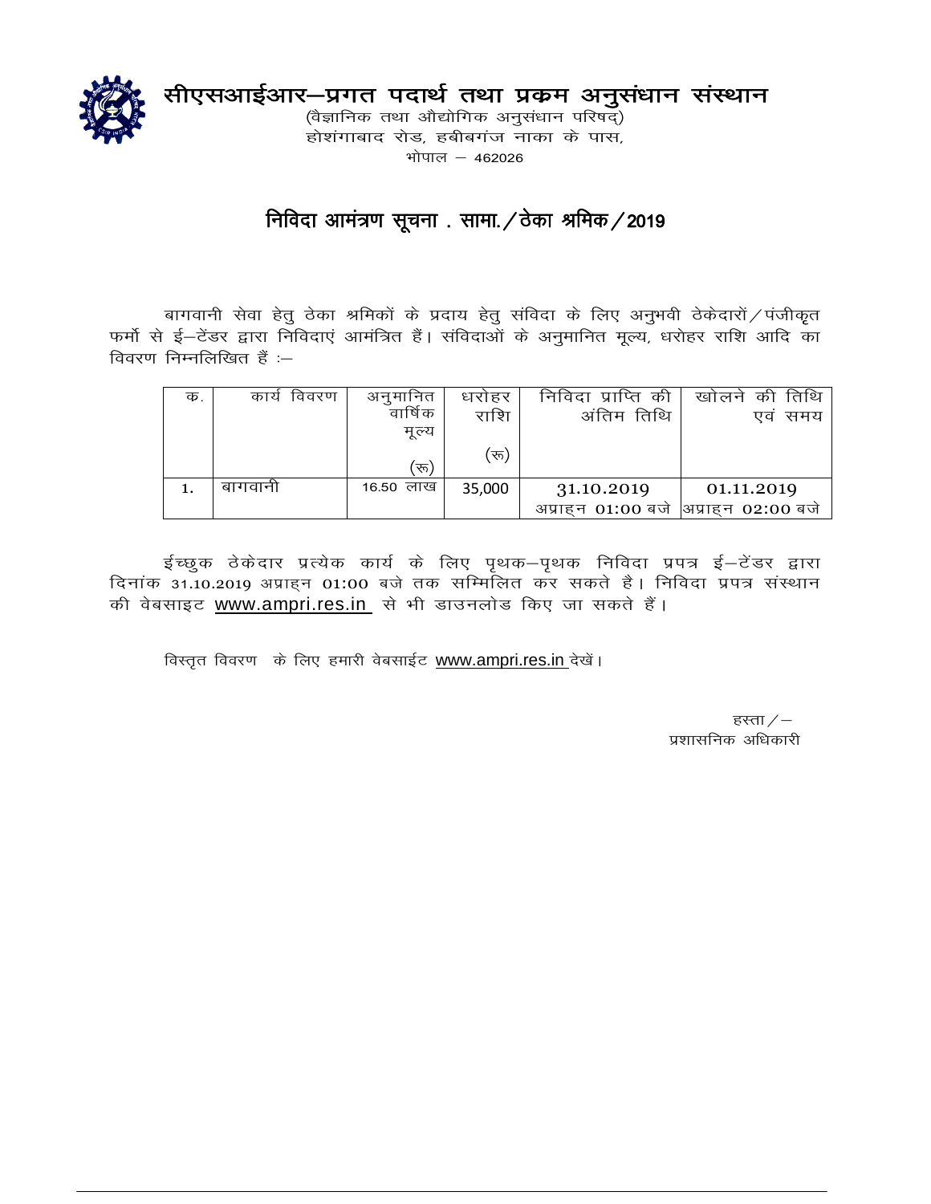# सीएसआईआर–प्रगत पदार्थ तथा प्रक्रम अनुसंधान संस्थान

(वैज्ञानिक तथा औद्योगिक अनुसंधान परिषद्)
होशंगाबाद रोड, हबीबगंज नाका के पास,
भोपाल – 462026

## निविदा आमंत्रण सूचना . सामा./ठेका श्रमिक/2019

बागवानी सेवा हेतु ठेका श्रमिकों के प्रदाय हेतु संविदा के लिए अनुभवी ठेकेदारों/पंजीकृत फर्मो से ई–टेंडर द्वारा निविदाएं आमंत्रित हैं। संविदाओं के अनुमानित मूल्य, धरोहर राशि आदि का विवरण निम्नलिखित हैं :–

| क. | कार्य विवरण | अनुमानित वार्षिक मूल्य (रू) | धरोहर राशि (रू) | निविदा प्राप्ति की अंतिम तिथि | खोलने की तिथि एवं समय |
|---|---|---|---|---|---|
| 1. | बागवानी | 16.50 लाख | 35,000 | 31.10.2019 अप्राहन 01:00 बजे | 01.11.2019 अप्राहन 02:00 बजे |

ईच्छुक ठेकेदार प्रत्येक कार्य के लिए पृथक–पृथक निविदा प्रपत्र ई–टेंडर द्वारा दिनांक 31.10.2019 अप्राहन 01:00 बजे तक सम्मिलित कर सकते है। निविदा प्रपत्र संस्थान की वेबसाइट www.ampri.res.in से भी डाउनलोड किए जा सकते हैं।

विस्तृत विवरण के लिए हमारी वेबसाईट www.ampri.res.in देखें।

हस्ता/–
प्रशासनिक अधिकारी